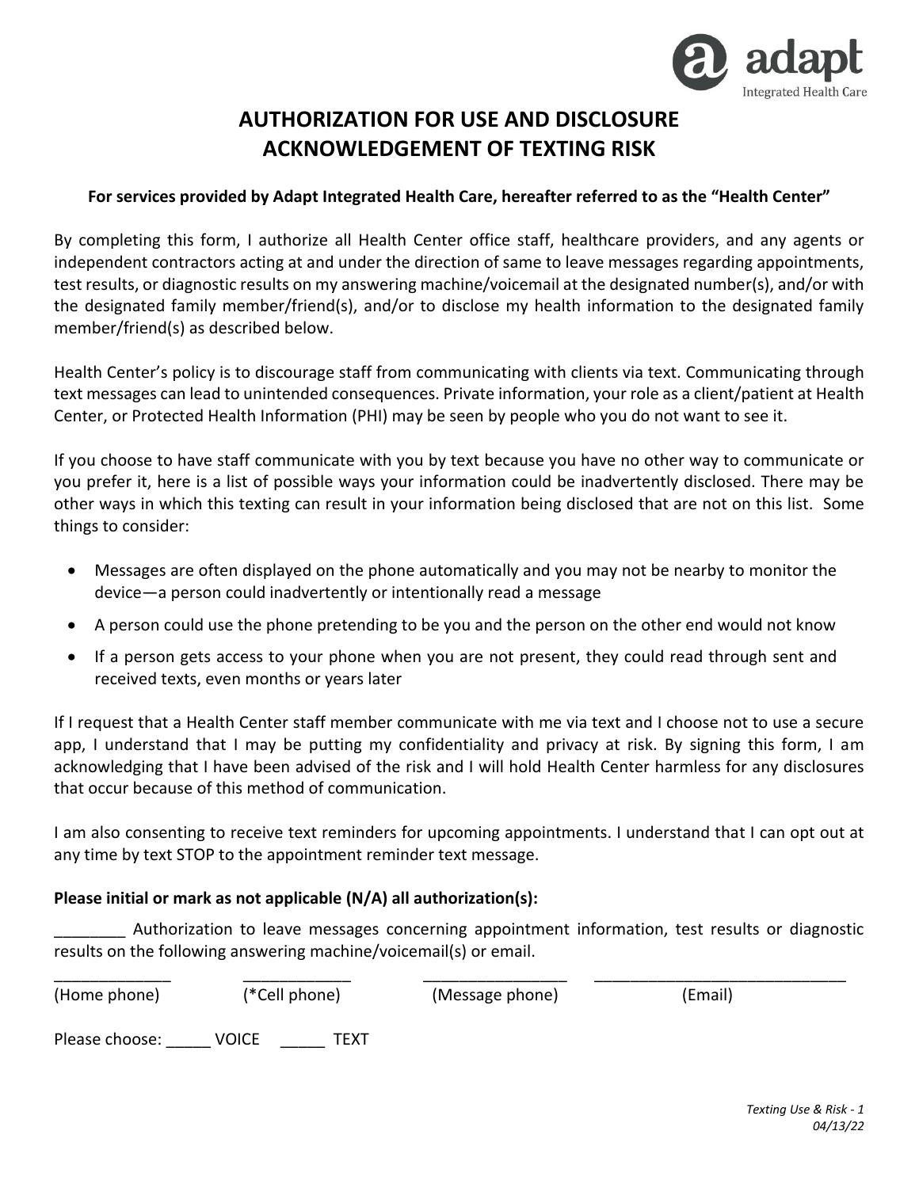# AUTHORIZATION FOR USE AND DISCLOSURE
# ACKNOWLEDGEMENT OF TEXTING RISK

**For services provided by Adapt Integrated Health Care, hereafter referred to as the "Health Center"**

By completing this form, I authorize all Health Center office staff, healthcare providers, and any agents or independent contractors acting at and under the direction of same to leave messages regarding appointments, test results, or diagnostic results on my answering machine/voicemail at the designated number(s), and/or with the designated family member/friend(s), and/or to disclose my health information to the designated family member/friend(s) as described below.

Health Center's policy is to discourage staff from communicating with clients via text. Communicating through text messages can lead to unintended consequences. Private information, your role as a client/patient at Health Center, or Protected Health Information (PHI) may be seen by people who you do not want to see it.

If you choose to have staff communicate with you by text because you have no other way to communicate or you prefer it, here is a list of possible ways your information could be inadvertently disclosed. There may be other ways in which this texting can result in your information being disclosed that are not on this list. Some things to consider:

- Messages are often displayed on the phone automatically and you may not be nearby to monitor the device—a person could inadvertently or intentionally read a message
- A person could use the phone pretending to be you and the person on the other end would not know
- If a person gets access to your phone when you are not present, they could read through sent and received texts, even months or years later

If I request that a Health Center staff member communicate with me via text and I choose not to use a secure app, I understand that I may be putting my confidentiality and privacy at risk. By signing this form, I am acknowledging that I have been advised of the risk and I will hold Health Center harmless for any disclosures that occur because of this method of communication.

I am also consenting to receive text reminders for upcoming appointments. I understand that I can opt out at any time by text STOP to the appointment reminder text message.

**Please initial or mark as not applicable (N/A) all authorization(s):**

________ Authorization to leave messages concerning appointment information, test results or diagnostic results on the following answering machine/voicemail(s) or email.

_____________ ____________ ________________ ____________________________

(Home phone) (*Cell phone) (Message phone) (Email)

Please choose: _____ VOICE _____ TEXT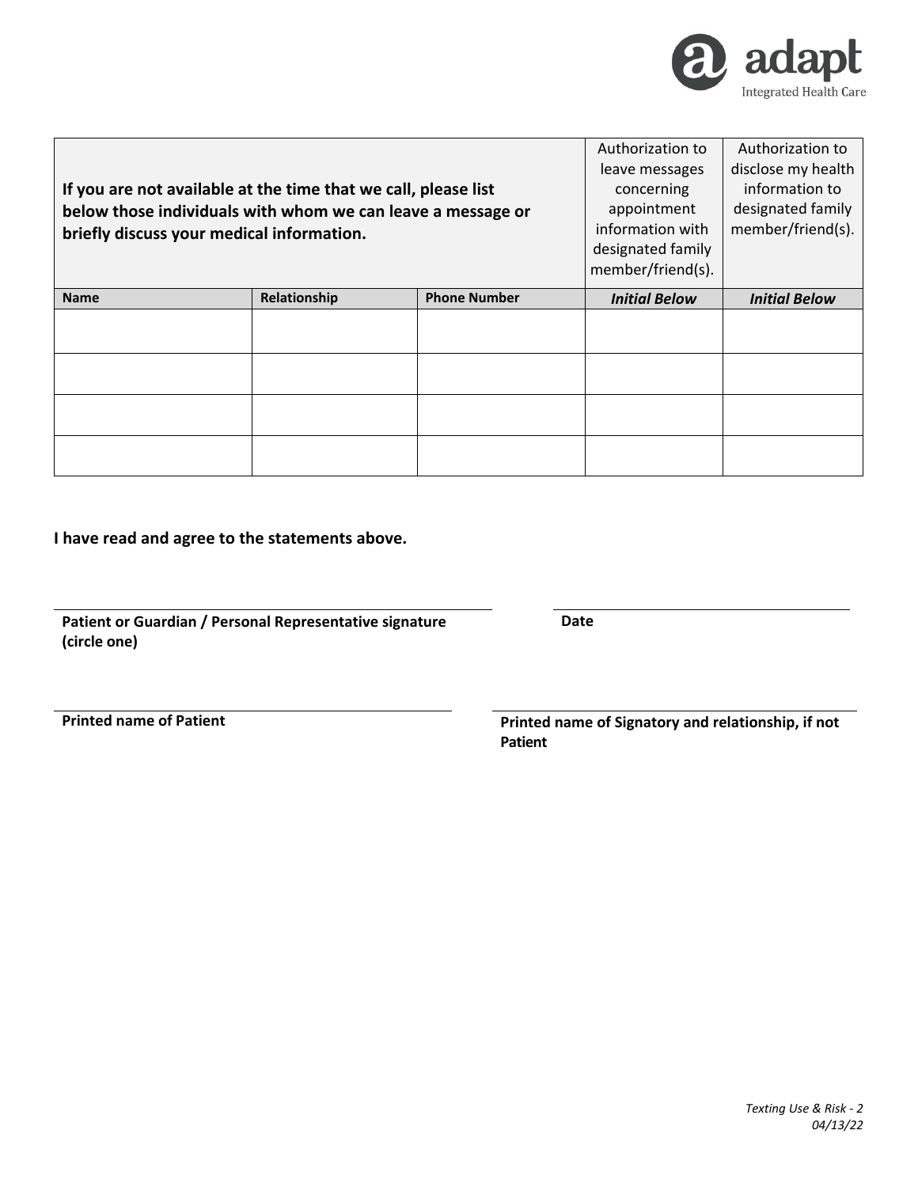| **If you are not available at the time that we call, please list below those individuals with whom we can leave a message or briefly discuss your medical information.** | | | Authorization to leave messages concerning appointment information with designated family member/friend(s). | Authorization to disclose my health information to designated family member/friend(s). |
|---|---|---|---|---|
| **Name** | **Relationship** | **Phone Number** | ***Initial Below*** | ***Initial Below*** |
| | | | | |
| | | | | |
| | | | | |
| | | | | |

**I have read and agree to the statements above.**

**Patient or Guardian / Personal Representative signature (circle one)**

**Date**

**Printed name of Patient**

**Printed name of Signatory and relationship, if not Patient**

*Texting Use & Risk - 2*
*04/13/22*